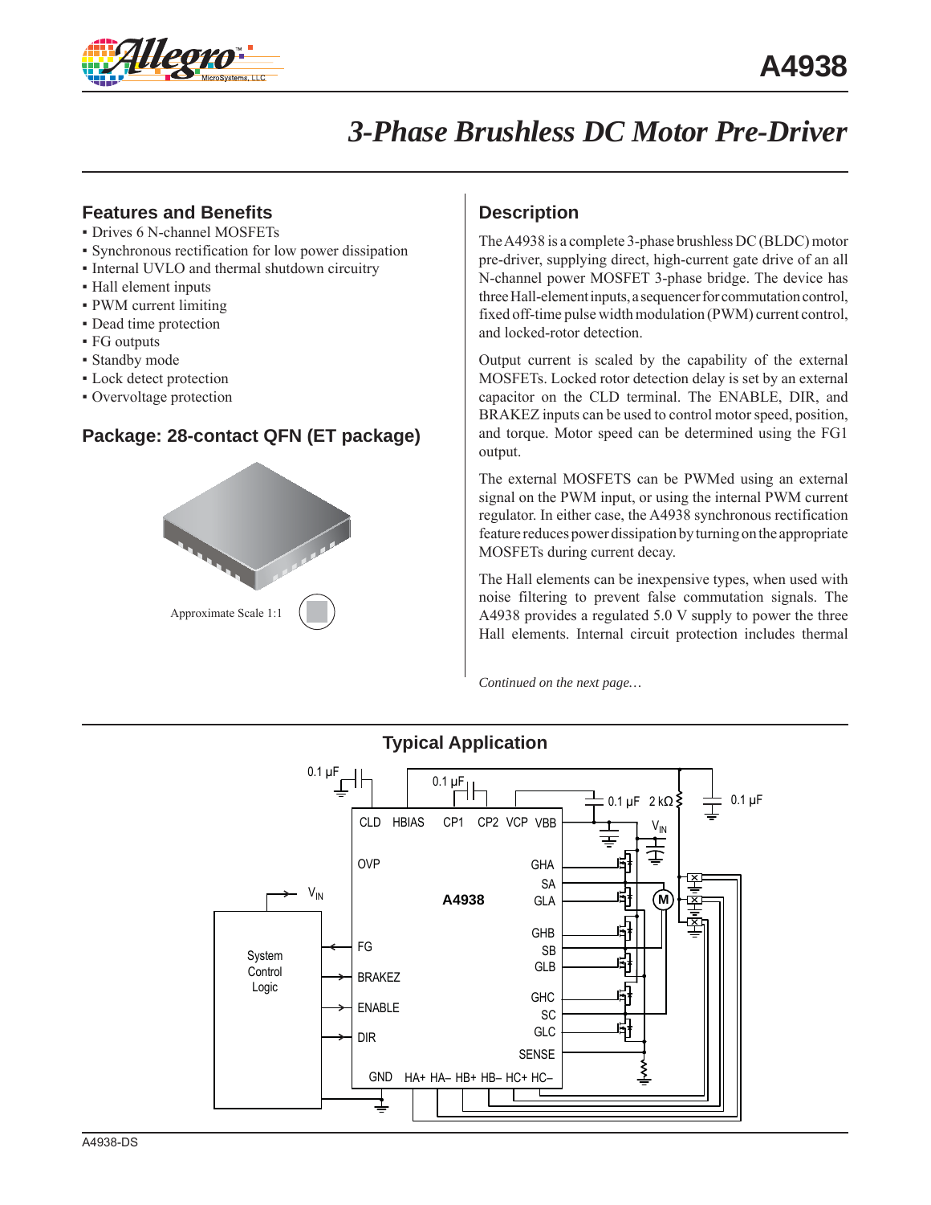# A4938

## 3-Phase Brushless DC Motor Pre-Driver

### Features and Benefits

- Drives 6 N-channel MOSFETs
- Synchronous rectification for low power dissipation
- Internal UVLO and thermal shutdown circuitry
- Hall element inputs
- PWM current limiting
- Dead time protection
- FG outputs
- Standby mode
- Lock detect protection
- Overvoltage protection

### Package: 28-contact QFN (ET package)

Approximate Scale 1:1

### Description

The A4938 is a complete 3-phase brushless DC (BLDC) motor pre-driver, supplying direct, high-current gate drive of an all N-channel power MOSFET 3-phase bridge. The device has three Hall-element inputs, a sequencer for commutation control, fixed off-time pulse width modulation (PWM) current control, and locked-rotor detection.

Output current is scaled by the capability of the external MOSFETs. Locked rotor detection delay is set by an external capacitor on the CLD terminal. The ENABLE, DIR, and BRAKEZ inputs can be used to control motor speed, position, and torque. Motor speed can be determined using the FG1 output.

The external MOSFETS can be PWMed using an external signal on the PWM input, or using the internal PWM current regulator. In either case, the A4938 synchronous rectification feature reduces power dissipation by turning on the appropriate MOSFETs during current decay.

The Hall elements can be inexpensive types, when used with noise filtering to prevent false commutation signals. The A4938 provides a regulated 5.0 V supply to power the three Hall elements. Internal circuit protection includes thermal

*Continued on the next page…*

### Typical Application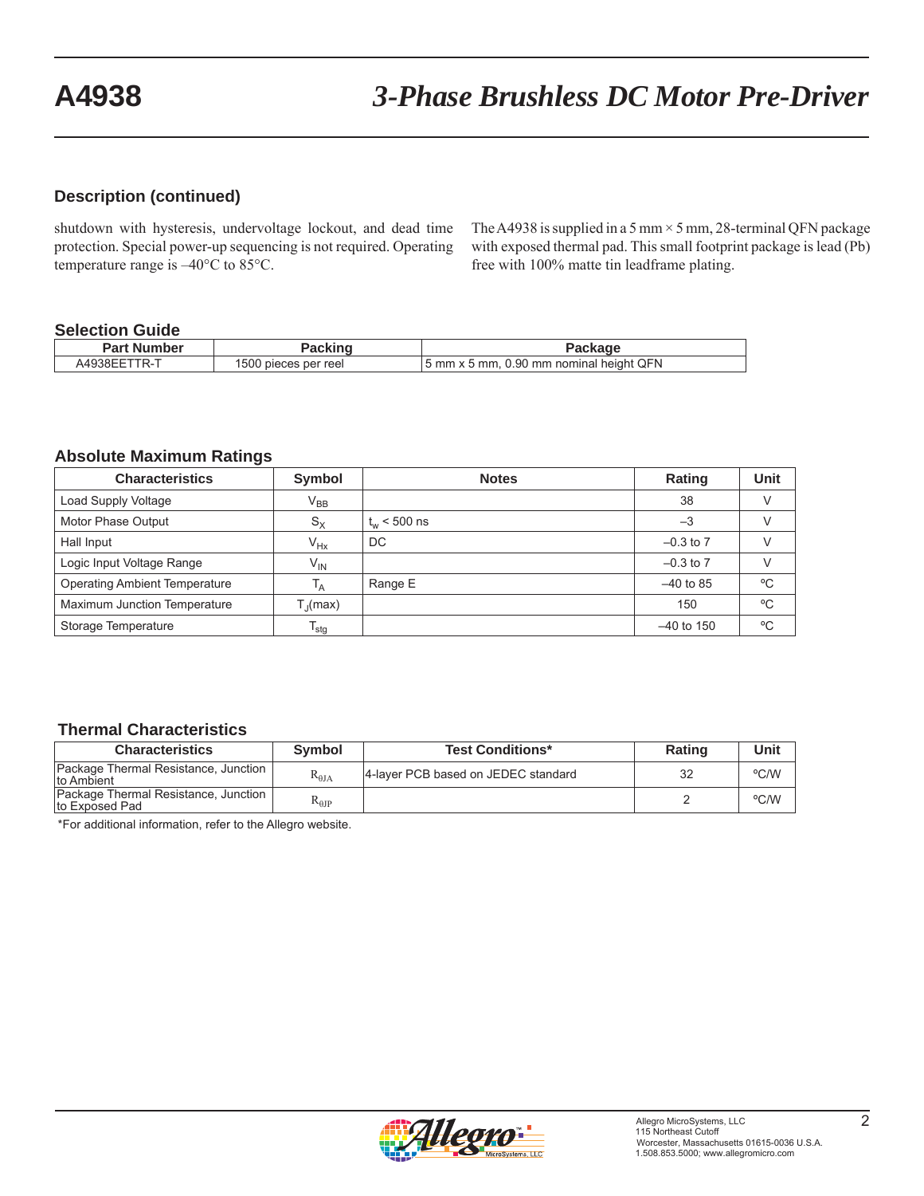## Description (continued)

shutdown with hysteresis, undervoltage lockout, and dead time protection. Special power-up sequencing is not required. Operating temperature range is –40°C to 85°C.

The A4938 is supplied in a 5 mm × 5 mm, 28-terminal QFN package with exposed thermal pad. This small footprint package is lead (Pb) free with 100% matte tin leadframe plating.

## Selection Guide

| Part Number | Packing | Package |
|---|---|---|
| A4938EETTR-T | 1500 pieces per reel | 5 mm x 5 mm, 0.90 mm nominal height QFN |

## Absolute Maximum Ratings

| Characteristics | Symbol | Notes | Rating | Unit |
|---|---|---|---|---|
| Load Supply Voltage | $V_{BB}$ | | 38 | V |
| Motor Phase Output | $S_X$ | $t_w$ < 500 ns | –3 | V |
| Hall Input | $V_{Hx}$ | DC | –0.3 to 7 | V |
| Logic Input Voltage Range | $V_{IN}$ | | –0.3 to 7 | V |
| Operating Ambient Temperature | $T_A$ | Range E | –40 to 85 | ºC |
| Maximum Junction Temperature | $T_J$(max) | | 150 | ºC |
| Storage Temperature | $T_{stg}$ | | –40 to 150 | ºC |

## Thermal Characteristics

| Characteristics | Symbol | Test Conditions* | Rating | Unit |
|---|---|---|---|---|
| Package Thermal Resistance, Junction to Ambient | $R_{\theta JA}$ | 4-layer PCB based on JEDEC standard | 32 | ºC/W |
| Package Thermal Resistance, Junction to Exposed Pad | $R_{\theta JP}$ | | 2 | ºC/W |

*For additional information, refer to the Allegro website.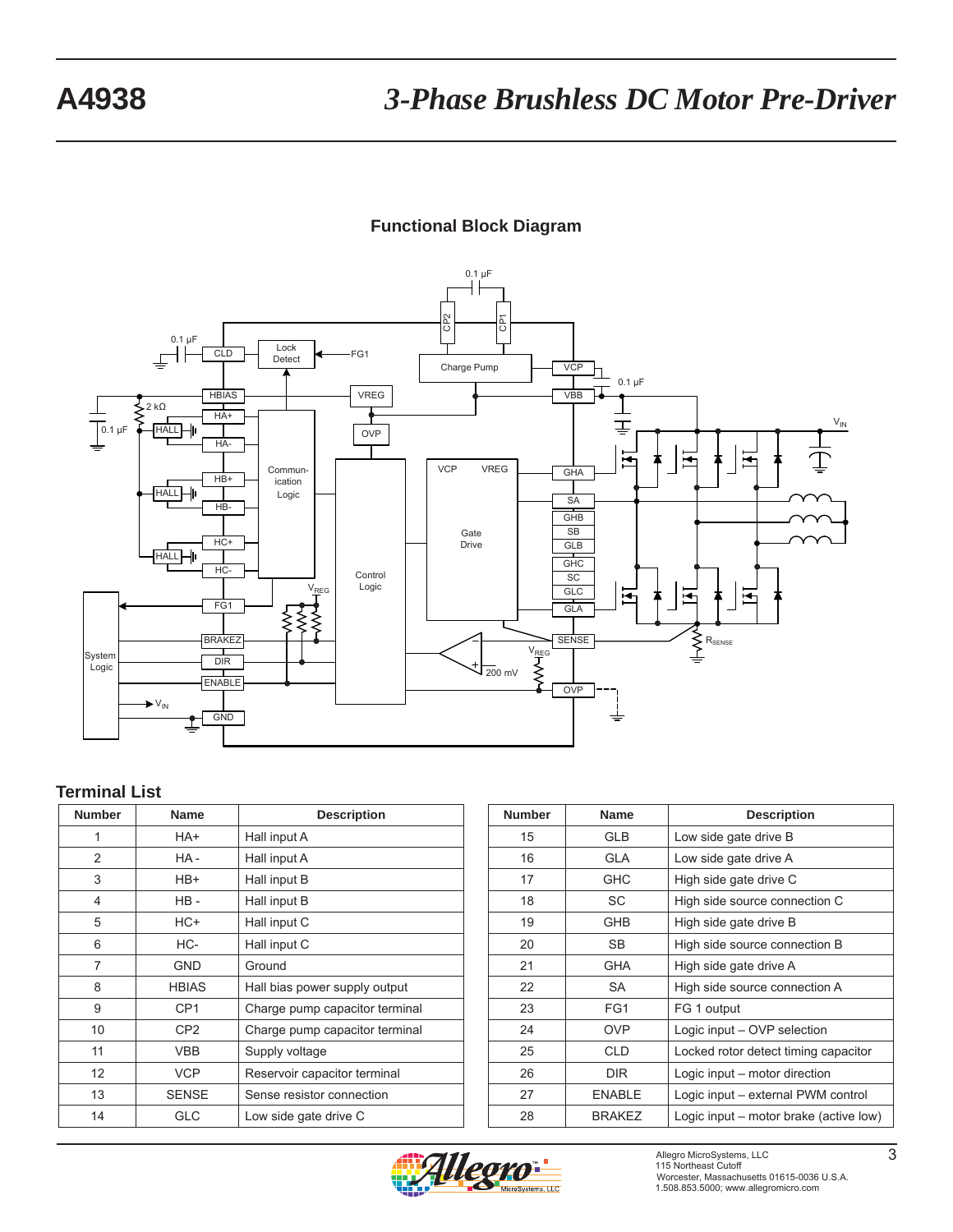## Functional Block Diagram

## Terminal List

| Number | Name | Description |
|---|---|---|
| 1 | HA+ | Hall input A |
| 2 | HA - | Hall input A |
| 3 | HB+ | Hall input B |
| 4 | HB - | Hall input B |
| 5 | HC+ | Hall input C |
| 6 | HC- | Hall input C |
| 7 | GND | Ground |
| 8 | HBIAS | Hall bias power supply output |
| 9 | CP1 | Charge pump capacitor terminal |
| 10 | CP2 | Charge pump capacitor terminal |
| 11 | VBB | Supply voltage |
| 12 | VCP | Reservoir capacitor terminal |
| 13 | SENSE | Sense resistor connection |
| 14 | GLC | Low side gate drive C |

| Number | Name | Description |
|---|---|---|
| 15 | GLB | Low side gate drive B |
| 16 | GLA | Low side gate drive A |
| 17 | GHC | High side gate drive C |
| 18 | SC | High side source connection C |
| 19 | GHB | High side gate drive B |
| 20 | SB | High side source connection B |
| 21 | GHA | High side gate drive A |
| 22 | SA | High side source connection A |
| 23 | FG1 | FG 1 output |
| 24 | OVP | Logic input – OVP selection |
| 25 | CLD | Locked rotor detect timing capacitor |
| 26 | DIR | Logic input – motor direction |
| 27 | ENABLE | Logic input – external PWM control |
| 28 | BRAKEZ | Logic input – motor brake (active low) |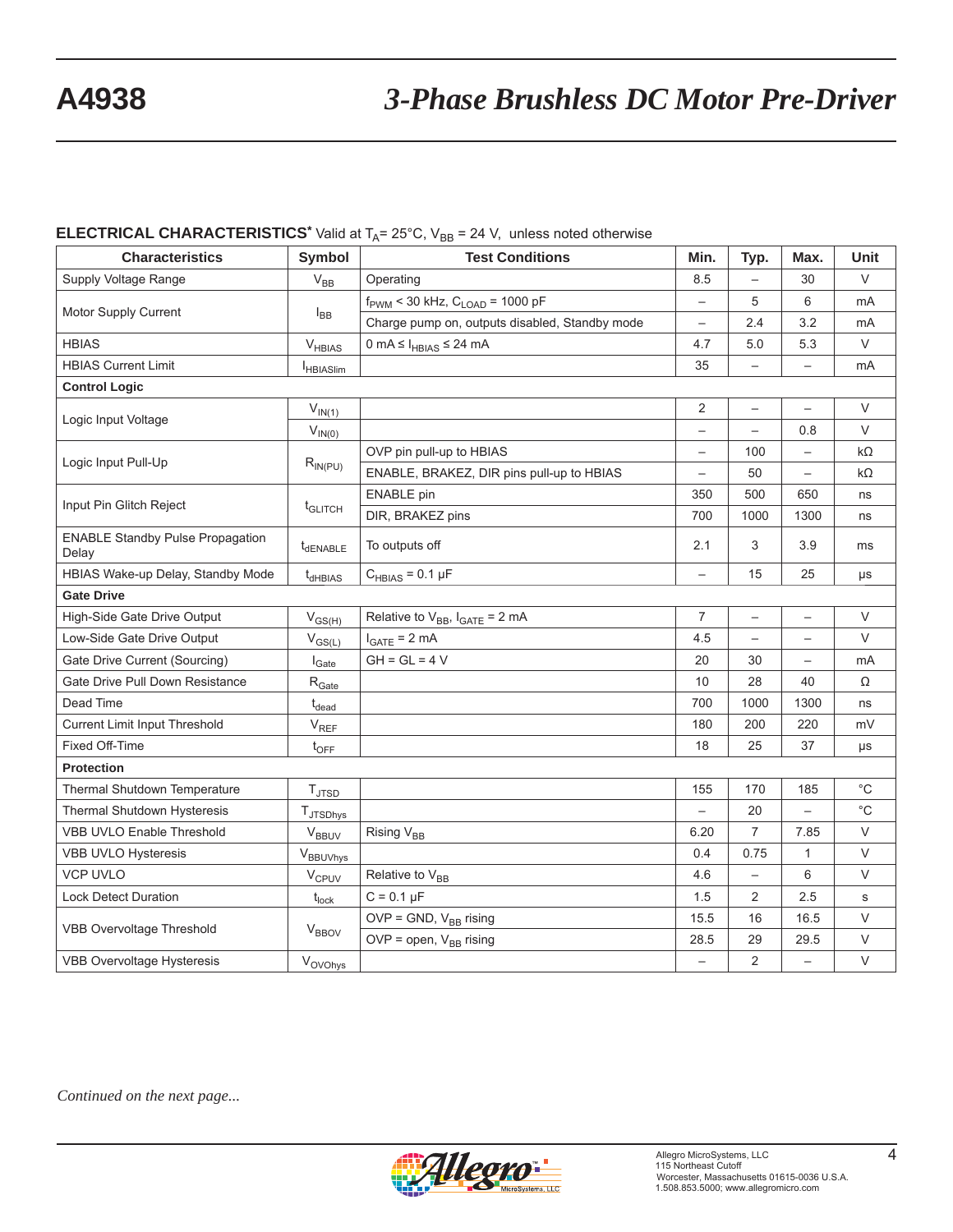## ELECTRICAL CHARACTERISTICS* Valid at $T_A$= 25°C, $V_{BB}$ = 24 V, unless noted otherwise

| Characteristics | Symbol | Test Conditions | Min. | Typ. | Max. | Unit |
|---|---|---|---|---|---|---|
| Supply Voltage Range | $V_{BB}$ | Operating | 8.5 | – | 30 | V |
| Motor Supply Current | $I_{BB}$ | $f_{PWM}$ < 30 kHz, $C_{LOAD}$ = 1000 pF | – | 5 | 6 | mA |
| | | Charge pump on, outputs disabled, Standby mode | – | 2.4 | 3.2 | mA |
| HBIAS | $V_{HBIAS}$ | 0 mA ≤ $I_{HBIAS}$ ≤ 24 mA | 4.7 | 5.0 | 5.3 | V |
| HBIAS Current Limit | $I_{HBIASlim}$ | | 35 | – | – | mA |
| **Control Logic** | | | | | | |
| Logic Input Voltage | $V_{IN(1)}$ | | 2 | – | – | V |
| | $V_{IN(0)}$ | | – | – | 0.8 | V |
| Logic Input Pull-Up | $R_{IN(PU)}$ | OVP pin pull-up to HBIAS | – | 100 | – | kΩ |
| | | ENABLE, BRAKEZ, DIR pins pull-up to HBIAS | – | 50 | – | kΩ |
| Input Pin Glitch Reject | $t_{GLITCH}$ | ENABLE pin | 350 | 500 | 650 | ns |
| | | DIR, BRAKEZ pins | 700 | 1000 | 1300 | ns |
| ENABLE Standby Pulse Propagation Delay | $t_{dENABLE}$ | To outputs off | 2.1 | 3 | 3.9 | ms |
| HBIAS Wake-up Delay, Standby Mode | $t_{dHBIAS}$ | $C_{HBIAS}$ = 0.1 µF | – | 15 | 25 | µs |
| **Gate Drive** | | | | | | |
| High-Side Gate Drive Output | $V_{GS(H)}$ | Relative to $V_{BB}$, $I_{GATE}$ = 2 mA | 7 | – | – | V |
| Low-Side Gate Drive Output | $V_{GS(L)}$ | $I_{GATE}$ = 2 mA | 4.5 | – | – | V |
| Gate Drive Current (Sourcing) | $I_{Gate}$ | GH = GL = 4 V | 20 | 30 | – | mA |
| Gate Drive Pull Down Resistance | $R_{Gate}$ | | 10 | 28 | 40 | Ω |
| Dead Time | $t_{dead}$ | | 700 | 1000 | 1300 | ns |
| Current Limit Input Threshold | $V_{REF}$ | | 180 | 200 | 220 | mV |
| Fixed Off-Time | $t_{OFF}$ | | 18 | 25 | 37 | µs |
| **Protection** | | | | | | |
| Thermal Shutdown Temperature | $T_{JTSD}$ | | 155 | 170 | 185 | °C |
| Thermal Shutdown Hysteresis | $T_{JTSDhys}$ | | – | 20 | – | °C |
| VBB UVLO Enable Threshold | $V_{BBUV}$ | Rising $V_{BB}$ | 6.20 | 7 | 7.85 | V |
| VBB UVLO Hysteresis | $V_{BBUVhys}$ | | 0.4 | 0.75 | 1 | V |
| VCP UVLO | $V_{CPUV}$ | Relative to $V_{BB}$ | 4.6 | – | 6 | V |
| Lock Detect Duration | $t_{lock}$ | C = 0.1 µF | 1.5 | 2 | 2.5 | s |
| VBB Overvoltage Threshold | $V_{BBOV}$ | OVP = GND, $V_{BB}$ rising | 15.5 | 16 | 16.5 | V |
| | | OVP = open, $V_{BB}$ rising | 28.5 | 29 | 29.5 | V |
| VBB Overvoltage Hysteresis | $V_{OVOhys}$ | | – | 2 | – | V |

*Continued on the next page...*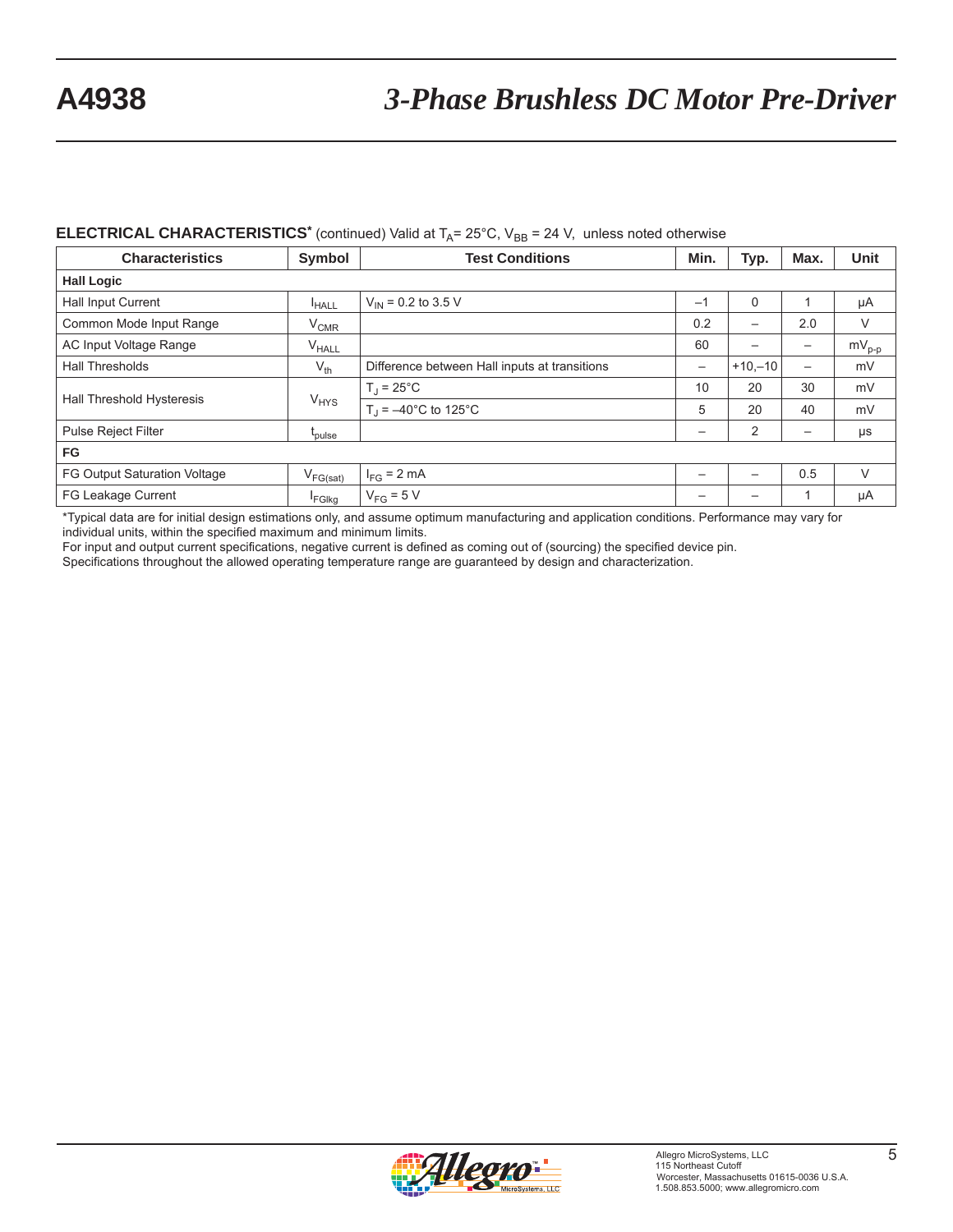**ELECTRICAL CHARACTERISTICS*** (continued) Valid at $T_A$= 25°C, $V_{BB}$ = 24 V, unless noted otherwise

| Characteristics | Symbol | Test Conditions | Min. | Typ. | Max. | Unit |
|---|---|---|---|---|---|---|
| **Hall Logic** | | | | | | |
| Hall Input Current | $I_{HALL}$ | $V_{IN}$ = 0.2 to 3.5 V | –1 | 0 | 1 | μA |
| Common Mode Input Range | $V_{CMR}$ | | 0.2 | – | 2.0 | V |
| AC Input Voltage Range | $V_{HALL}$ | | 60 | – | – | $mV_{p-p}$ |
| Hall Thresholds | $V_{th}$ | Difference between Hall inputs at transitions | – | +10,–10 | – | mV |
| Hall Threshold Hysteresis | $V_{HYS}$ | $T_J$ = 25°C | 10 | 20 | 30 | mV |
| | | $T_J$ = –40°C to 125°C | 5 | 20 | 40 | mV |
| Pulse Reject Filter | $t_{pulse}$ | | – | 2 | – | μs |
| **FG** | | | | | | |
| FG Output Saturation Voltage | $V_{FG(sat)}$ | $I_{FG}$ = 2 mA | – | – | 0.5 | V |
| FG Leakage Current | $I_{FGlkg}$ | $V_{FG}$ = 5 V | – | – | 1 | μA |

*Typical data are for initial design estimations only, and assume optimum manufacturing and application conditions. Performance may vary for individual units, within the specified maximum and minimum limits.
For input and output current specifications, negative current is defined as coming out of (sourcing) the specified device pin.
Specifications throughout the allowed operating temperature range are guaranteed by design and characterization.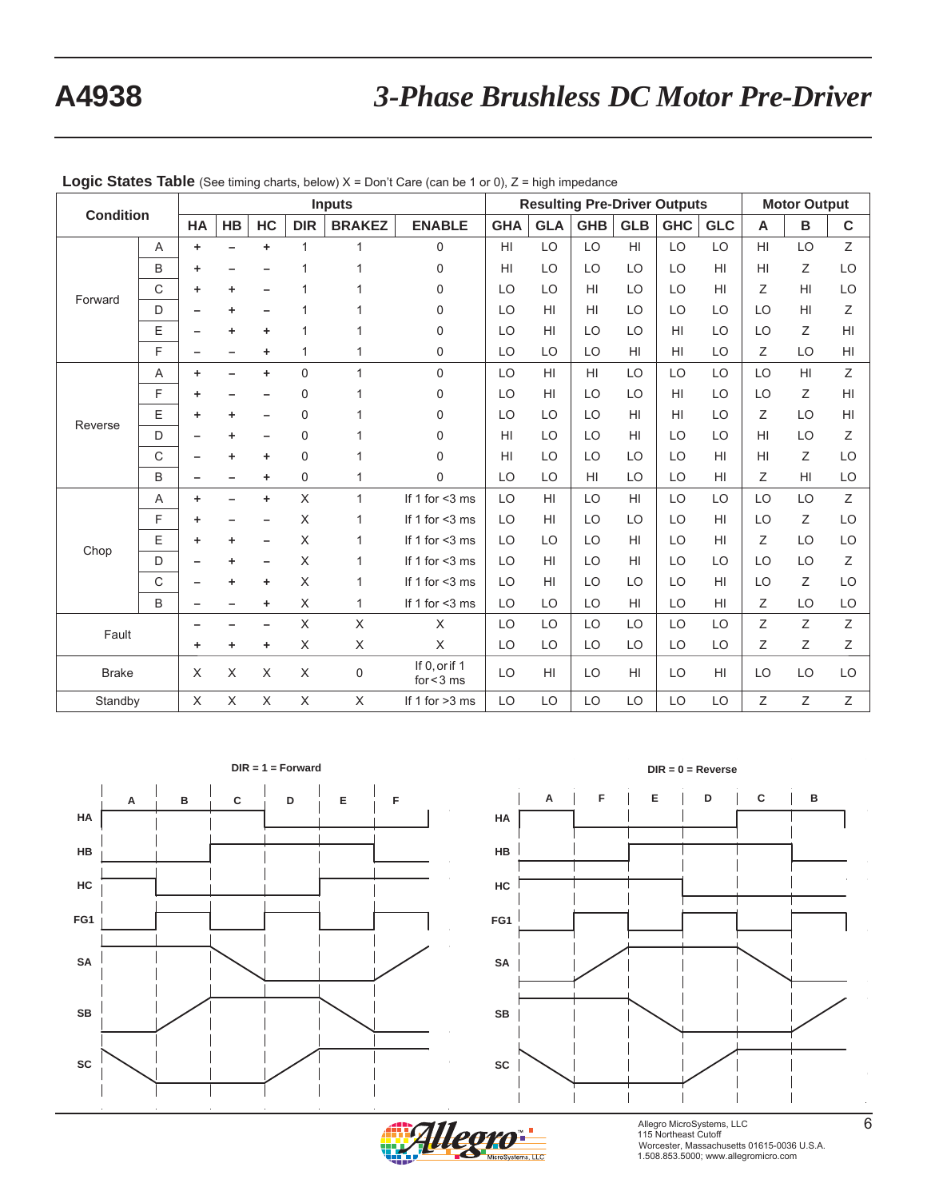**Logic States Table** (See timing charts, below) X = Don't Care (can be 1 or 0), Z = high impedance

| Condition | | Inputs | | | | | | Resulting Pre-Driver Outputs | | | | | | Motor Output | | |
|---|---|---|---|---|---|---|---|---|---|---|---|---|---|---|---|---|
| | | HA | HB | HC | DIR | BRAKEZ | ENABLE | GHA | GLA | GHB | GLB | GHC | GLC | A | B | C |
| Forward | A | + | – | + | 1 | 1 | 0 | HI | LO | LO | HI | LO | LO | HI | LO | Z |
| | B | + | – | – | 1 | 1 | 0 | HI | LO | LO | LO | LO | HI | HI | Z | LO |
| | C | + | + | – | 1 | 1 | 0 | LO | LO | HI | LO | LO | HI | Z | HI | LO |
| | D | – | + | – | 1 | 1 | 0 | LO | HI | HI | LO | LO | LO | LO | HI | Z |
| | E | – | + | + | 1 | 1 | 0 | LO | HI | LO | LO | HI | LO | LO | Z | HI |
| | F | – | – | + | 1 | 1 | 0 | LO | LO | LO | HI | HI | LO | Z | LO | HI |
| Reverse | A | + | – | + | 0 | 1 | 0 | LO | HI | HI | LO | LO | LO | LO | HI | Z |
| | F | + | – | – | 0 | 1 | 0 | LO | HI | LO | LO | HI | LO | LO | Z | HI |
| | E | + | + | – | 0 | 1 | 0 | LO | LO | LO | HI | HI | LO | Z | LO | HI |
| | D | – | + | – | 0 | 1 | 0 | HI | LO | LO | HI | LO | LO | HI | LO | Z |
| | C | – | + | + | 0 | 1 | 0 | HI | LO | LO | LO | LO | HI | HI | Z | LO |
| | B | – | – | + | 0 | 1 | 0 | LO | LO | HI | LO | LO | HI | Z | HI | LO |
| Chop | A | + | – | + | X | 1 | If 1 for <3 ms | LO | HI | LO | HI | LO | LO | LO | LO | Z |
| | F | + | – | – | X | 1 | If 1 for <3 ms | LO | HI | LO | LO | LO | HI | LO | Z | LO |
| | E | + | + | – | X | 1 | If 1 for <3 ms | LO | LO | LO | HI | LO | HI | Z | LO | LO |
| | D | – | + | – | X | 1 | If 1 for <3 ms | LO | HI | LO | HI | LO | LO | LO | LO | Z |
| | C | – | + | + | X | 1 | If 1 for <3 ms | LO | HI | LO | LO | LO | HI | LO | Z | LO |
| | B | – | – | + | X | 1 | If 1 for <3 ms | LO | LO | LO | HI | LO | HI | Z | LO | LO |
| Fault | | – | – | – | X | X | X | LO | LO | LO | LO | LO | LO | Z | Z | Z |
| | | + | + | + | X | X | X | LO | LO | LO | LO | LO | LO | Z | Z | Z |
| Brake | | X | X | X | X | 0 | If 0, or if 1 for <3 ms | LO | HI | LO | HI | LO | HI | LO | LO | LO |
| Standby | | X | X | X | X | X | If 1 for >3 ms | LO | LO | LO | LO | LO | LO | Z | Z | Z |

**DIR = 1 = Forward**

**DIR = 0 = Reverse**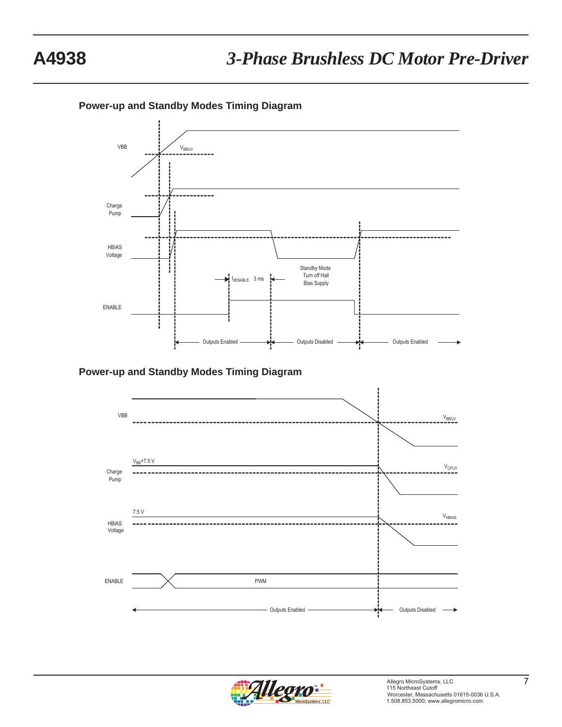## Power-up and Standby Modes Timing Diagram

VBB

$V_{BBUV}$

Charge Pump

HBIAS Voltage

ENABLE

$t_{dENABLE}$ 3 ms

Standby Mode Turn off Hall Bias Supply

Outputs Enabled — Outputs Disabled — Outputs Enabled

## Power-up and Standby Modes Timing Diagram

VBB

$V_{BBUV}$

Charge Pump

$V_{BB}$+7.5 V

$V_{CPUV}$

HBIAS Voltage

7.5 V

$V_{HBIAS}$

ENABLE

PWM

Outputs Enabled — Outputs Disabled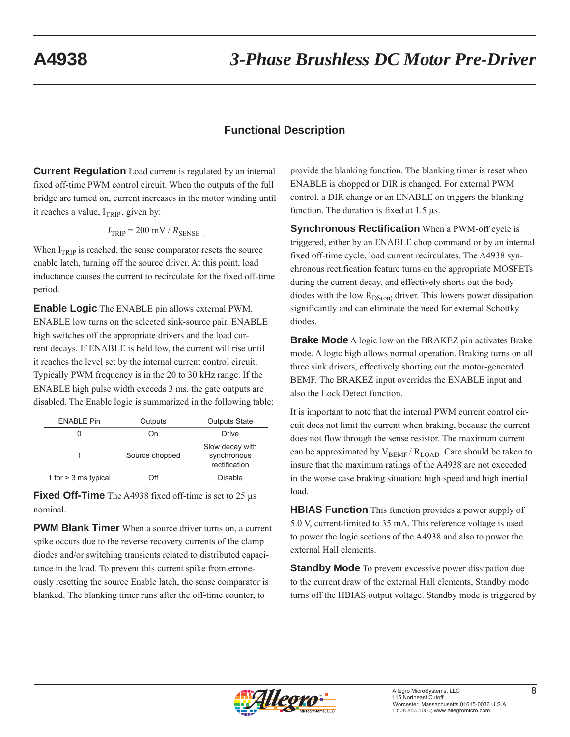## Functional Description

**Current Regulation** Load current is regulated by an internal fixed off-time PWM control circuit. When the outputs of the full bridge are turned on, current increases in the motor winding until it reaches a value, $I_{TRIP}$, given by:

$$I_{TRIP} = 200\text{ mV} / R_{SENSE}\ .$$

When $I_{TRIP}$ is reached, the sense comparator resets the source enable latch, turning off the source driver. At this point, load inductance causes the current to recirculate for the fixed off-time period.

**Enable Logic** The ENABLE pin allows external PWM. ENABLE low turns on the selected sink-source pair. ENABLE high switches off the appropriate drivers and the load current decays. If ENABLE is held low, the current will rise until it reaches the level set by the internal current control circuit. Typically PWM frequency is in the 20 to 30 kHz range. If the ENABLE high pulse width exceeds 3 ms, the gate outputs are disabled. The Enable logic is summarized in the following table:

| ENABLE Pin | Outputs | Outputs State |
|---|---|---|
| 0 | On | Drive |
| 1 | Source chopped | Slow decay with synchronous rectification |
| 1 for > 3 ms typical | Off | Disable |

**Fixed Off-Time** The A4938 fixed off-time is set to 25 µs nominal.

**PWM Blank Timer** When a source driver turns on, a current spike occurs due to the reverse recovery currents of the clamp diodes and/or switching transients related to distributed capacitance in the load. To prevent this current spike from erroneously resetting the source Enable latch, the sense comparator is blanked. The blanking timer runs after the off-time counter, to provide the blanking function. The blanking timer is reset when ENABLE is chopped or DIR is changed. For external PWM control, a DIR change or an ENABLE on triggers the blanking function. The duration is fixed at 1.5 µs.

**Synchronous Rectification** When a PWM-off cycle is triggered, either by an ENABLE chop command or by an internal fixed off-time cycle, load current recirculates. The A4938 synchronous rectification feature turns on the appropriate MOSFETs during the current decay, and effectively shorts out the body diodes with the low $R_{DS(on)}$ driver. This lowers power dissipation significantly and can eliminate the need for external Schottky diodes.

**Brake Mode** A logic low on the BRAKEZ pin activates Brake mode. A logic high allows normal operation. Braking turns on all three sink drivers, effectively shorting out the motor-generated BEMF. The BRAKEZ input overrides the ENABLE input and also the Lock Detect function.

It is important to note that the internal PWM current control circuit does not limit the current when braking, because the current does not flow through the sense resistor. The maximum current can be approximated by $V_{BEMF}$ / $R_{LOAD}$. Care should be taken to insure that the maximum ratings of the A4938 are not exceeded in the worse case braking situation: high speed and high inertial load.

**HBIAS Function** This function provides a power supply of 5.0 V, current-limited to 35 mA. This reference voltage is used to power the logic sections of the A4938 and also to power the external Hall elements.

**Standby Mode** To prevent excessive power dissipation due to the current draw of the external Hall elements, Standby mode turns off the HBIAS output voltage. Standby mode is triggered by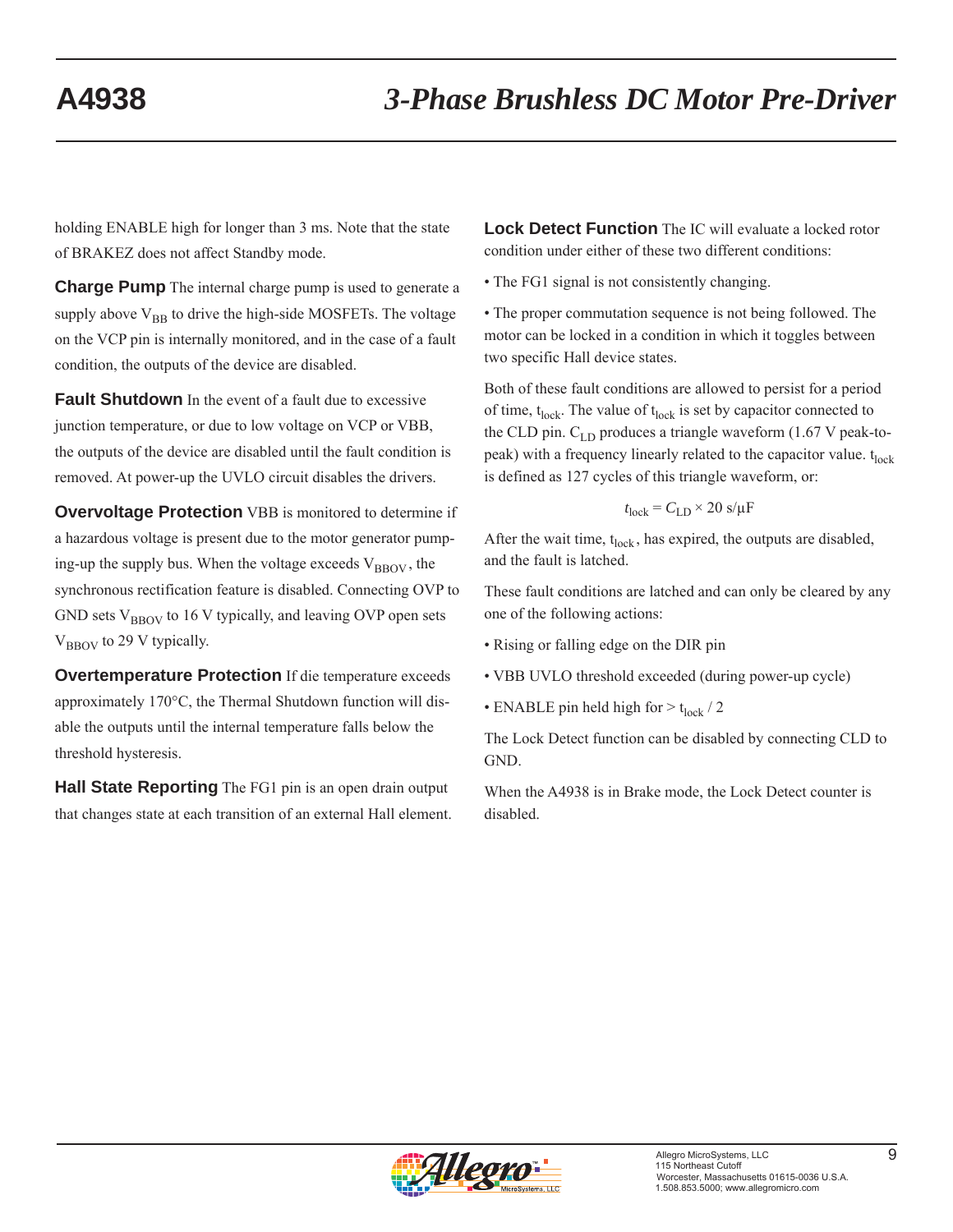holding ENABLE high for longer than 3 ms. Note that the state of BRAKEZ does not affect Standby mode.

**Charge Pump** The internal charge pump is used to generate a supply above $V_{BB}$ to drive the high-side MOSFETs. The voltage on the VCP pin is internally monitored, and in the case of a fault condition, the outputs of the device are disabled.

**Fault Shutdown** In the event of a fault due to excessive junction temperature, or due to low voltage on VCP or VBB, the outputs of the device are disabled until the fault condition is removed. At power-up the UVLO circuit disables the drivers.

**Overvoltage Protection** VBB is monitored to determine if a hazardous voltage is present due to the motor generator pumping-up the supply bus. When the voltage exceeds $V_{BBOV}$, the synchronous rectification feature is disabled. Connecting OVP to GND sets $V_{BBOV}$ to 16 V typically, and leaving OVP open sets $V_{BBOV}$ to 29 V typically.

**Overtemperature Protection** If die temperature exceeds approximately 170°C, the Thermal Shutdown function will disable the outputs until the internal temperature falls below the threshold hysteresis.

**Hall State Reporting** The FG1 pin is an open drain output that changes state at each transition of an external Hall element.

**Lock Detect Function** The IC will evaluate a locked rotor condition under either of these two different conditions:

- The FG1 signal is not consistently changing.
- The proper commutation sequence is not being followed. The motor can be locked in a condition in which it toggles between two specific Hall device states.

Both of these fault conditions are allowed to persist for a period of time, $t_{lock}$. The value of $t_{lock}$ is set by capacitor connected to the CLD pin. $C_{LD}$ produces a triangle waveform (1.67 V peak-to-peak) with a frequency linearly related to the capacitor value. $t_{lock}$ is defined as 127 cycles of this triangle waveform, or:

$$t_{lock} = C_{LD} \times 20 \text{ s/}\mu\text{F}$$

After the wait time, $t_{lock}$, has expired, the outputs are disabled, and the fault is latched.

These fault conditions are latched and can only be cleared by any one of the following actions:

- Rising or falling edge on the DIR pin
- VBB UVLO threshold exceeded (during power-up cycle)
- ENABLE pin held high for > $t_{lock}$ / 2

The Lock Detect function can be disabled by connecting CLD to GND.

When the A4938 is in Brake mode, the Lock Detect counter is disabled.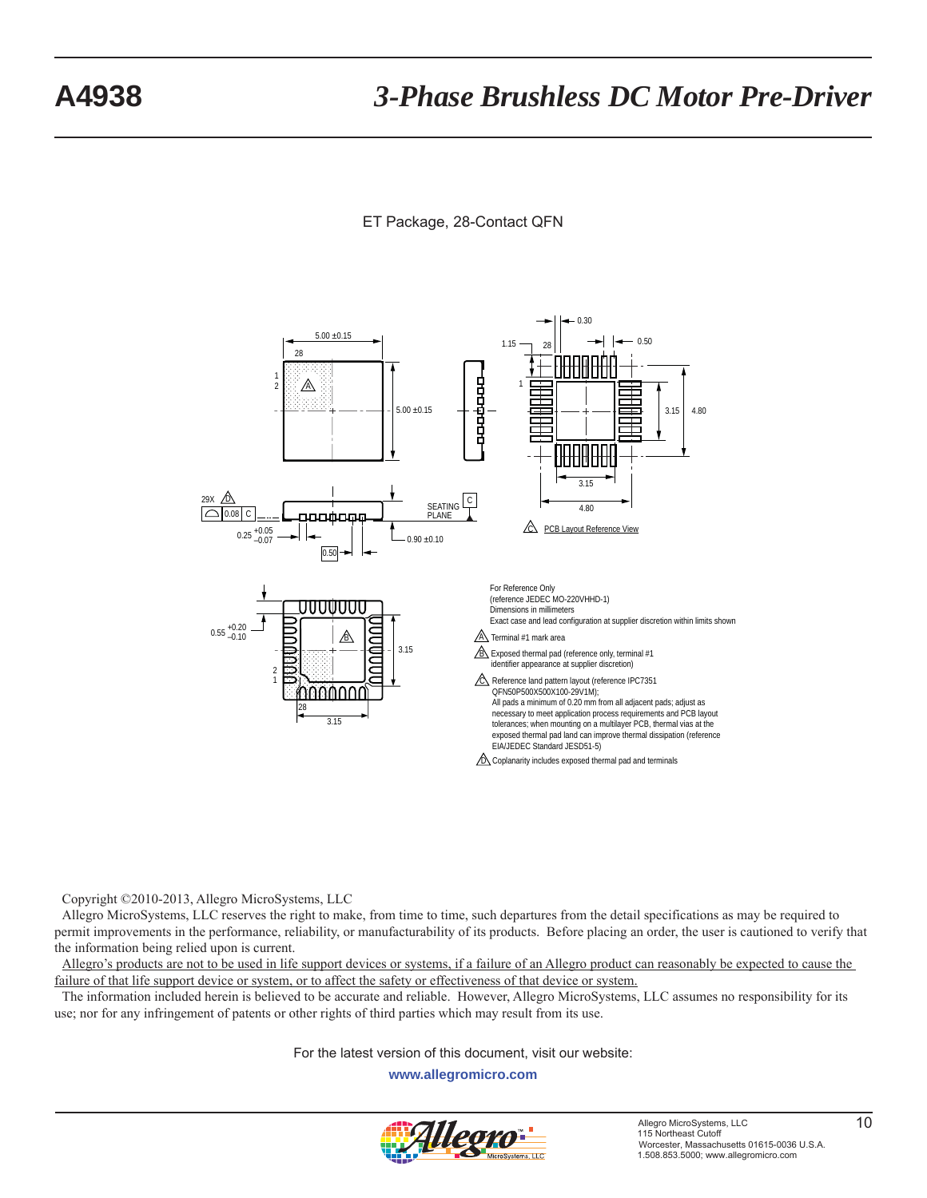## ET Package, 28-Contact QFN

5.00 ±0.15

28

1
2

A

5.00 ±0.15

29X D

0.08 C

SEATING PLANE

C

0.25 +0.05 −0.07

0.50

0.90 ±0.10

0.30

1.15

28

0.50

1

3.15

4.80

3.15

4.80

C PCB Layout Reference View

0.55 +0.20 −0.10

B

3.15

2
1

28

3.15

For Reference Only
(reference JEDEC MO-220VHHD-1)
Dimensions in millimeters
Exact case and lead configuration at supplier discretion within limits shown

A Terminal #1 mark area

B Exposed thermal pad (reference only, terminal #1 identifier appearance at supplier discretion)

C Reference land pattern layout (reference IPC7351 QFN50P500X500X100-29V1M); All pads a minimum of 0.20 mm from all adjacent pads; adjust as necessary to meet application process requirements and PCB layout tolerances; when mounting on a multilayer PCB, thermal vias at the exposed thermal pad land can improve thermal dissipation (reference EIA/JEDEC Standard JESD51-5)

D Coplanarity includes exposed thermal pad and terminals

Copyright ©2010-2013, Allegro MicroSystems, LLC

Allegro MicroSystems, LLC reserves the right to make, from time to time, such departures from the detail specifications as may be required to permit improvements in the performance, reliability, or manufacturability of its products. Before placing an order, the user is cautioned to verify that the information being relied upon is current.

Allegro's products are not to be used in life support devices or systems, if a failure of an Allegro product can reasonably be expected to cause the failure of that life support device or system, or to affect the safety or effectiveness of that device or system.

The information included herein is believed to be accurate and reliable. However, Allegro MicroSystems, LLC assumes no responsibility for its use; nor for any infringement of patents or other rights of third parties which may result from its use.

For the latest version of this document, visit our website:

**www.allegromicro.com**